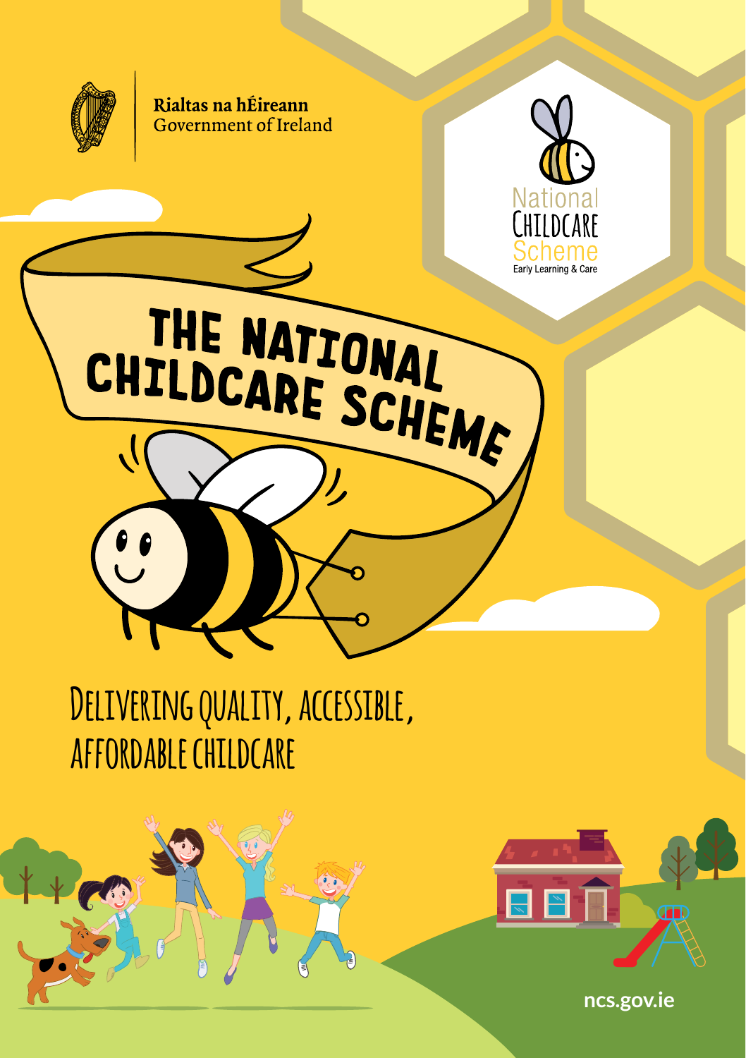Rialtas na hÉireann
Government of Ireland

National Childcare Scheme
Early Learning & Care

# THE NATIONAL CHILDCARE SCHEME

## Delivering quality, accessible, affordable childcare

ncs.gov.ie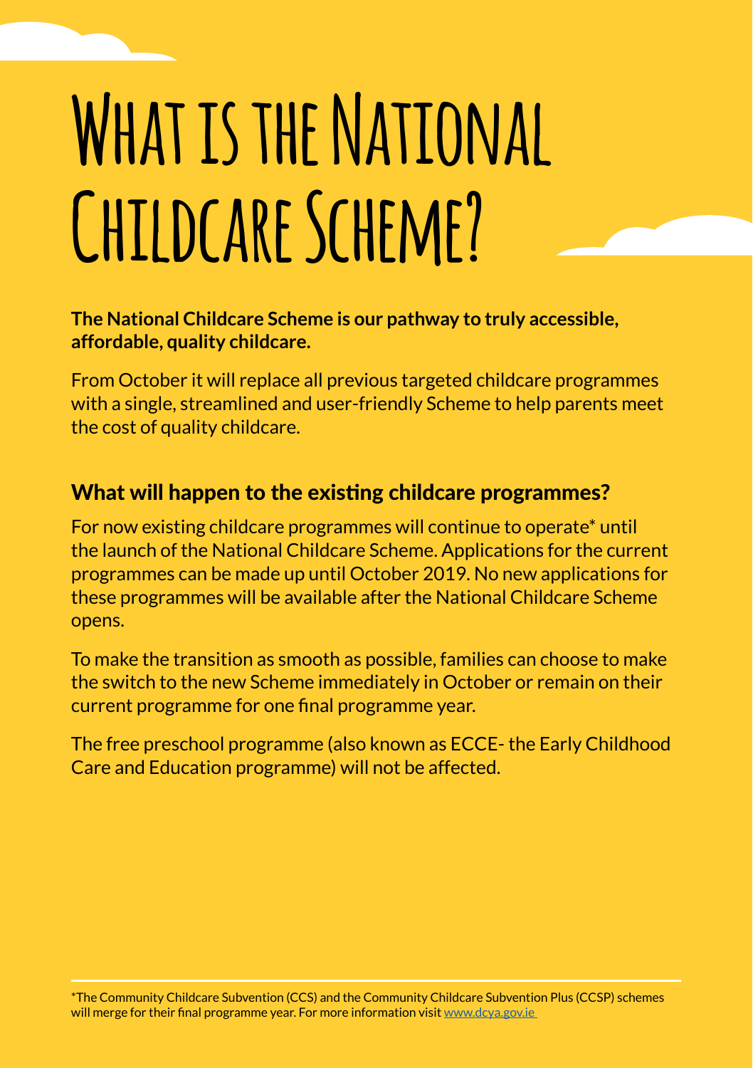# What is the National Childcare Scheme?

**The National Childcare Scheme is our pathway to truly accessible, affordable, quality childcare.**

From October it will replace all previous targeted childcare programmes with a single, streamlined and user-friendly Scheme to help parents meet the cost of quality childcare.

## What will happen to the existing childcare programmes?

For now existing childcare programmes will continue to operate* until the launch of the National Childcare Scheme. Applications for the current programmes can be made up until October 2019. No new applications for these programmes will be available after the National Childcare Scheme opens.

To make the transition as smooth as possible, families can choose to make the switch to the new Scheme immediately in October or remain on their current programme for one final programme year.

The free preschool programme (also known as ECCE- the Early Childhood Care and Education programme) will not be affected.

---

*The Community Childcare Subvention (CCS) and the Community Childcare Subvention Plus (CCSP) schemes will merge for their final programme year. For more information visit [www.dcya.gov.ie](http://www.dcya.gov.ie)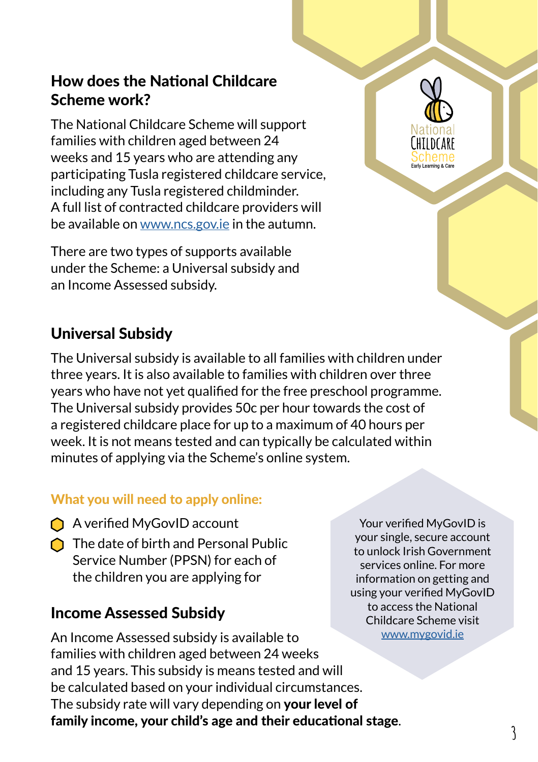## How does the National Childcare Scheme work?

The National Childcare Scheme will support families with children aged between 24 weeks and 15 years who are attending any participating Tusla registered childcare service, including any Tusla registered childminder. A full list of contracted childcare providers will be available on www.ncs.gov.ie in the autumn.

There are two types of supports available under the Scheme: a Universal subsidy and an Income Assessed subsidy.

## Universal Subsidy

The Universal subsidy is available to all families with children under three years. It is also available to families with children over three years who have not yet qualified for the free preschool programme. The Universal subsidy provides 50c per hour towards the cost of a registered childcare place for up to a maximum of 40 hours per week. It is not means tested and can typically be calculated within minutes of applying via the Scheme's online system.

### What you will need to apply online:

- A verified MyGovID account
- The date of birth and Personal Public Service Number (PPSN) for each of the children you are applying for

Your verified MyGovID is your single, secure account to unlock Irish Government services online. For more information on getting and using your verified MyGovID to access the National Childcare Scheme visit www.mygovid.ie

## Income Assessed Subsidy

An Income Assessed subsidy is available to families with children aged between 24 weeks and 15 years. This subsidy is means tested and will be calculated based on your individual circumstances. The subsidy rate will vary depending on **your level of family income, your child's age and their educational stage**.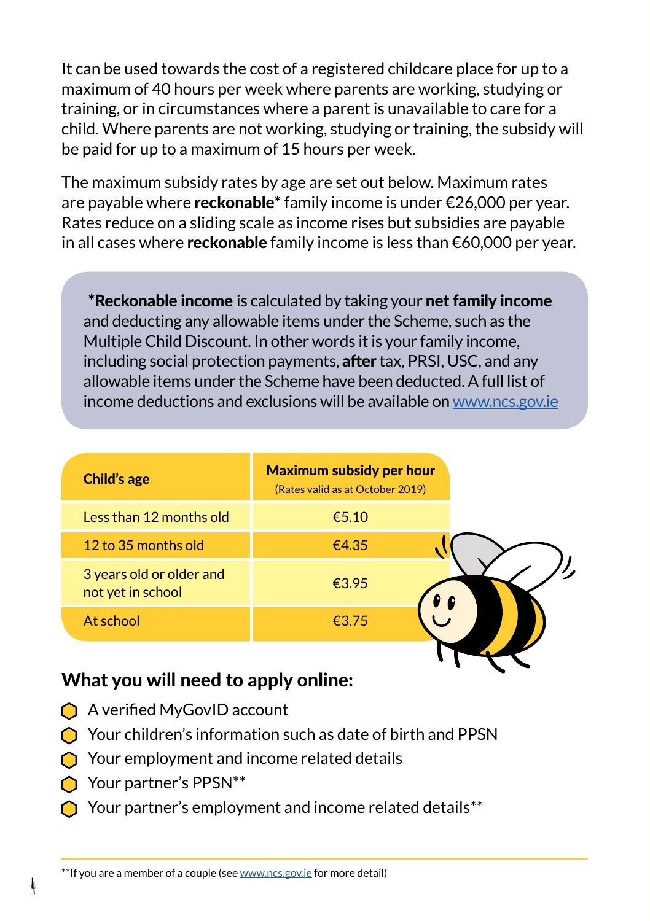It can be used towards the cost of a registered childcare place for up to a maximum of 40 hours per week where parents are working, studying or training, or in circumstances where a parent is unavailable to care for a child. Where parents are not working, studying or training, the subsidy will be paid for up to a maximum of 15 hours per week.

The maximum subsidy rates by age are set out below. Maximum rates are payable where **reckonable*** family income is under €26,000 per year. Rates reduce on a sliding scale as income rises but subsidies are payable in all cases where **reckonable** family income is less than €60,000 per year.

***Reckonable income** is calculated by taking your **net family income** and deducting any allowable items under the Scheme, such as the Multiple Child Discount. In other words it is your family income, including social protection payments, **after** tax, PRSI, USC, and any allowable items under the Scheme have been deducted. A full list of income deductions and exclusions will be available on [www.ncs.gov.ie](http://www.ncs.gov.ie)

| Child's age | Maximum subsidy per hour (Rates valid as at October 2019) |
|---|---|
| Less than 12 months old | €5.10 |
| 12 to 35 months old | €4.35 |
| 3 years old or older and not yet in school | €3.95 |
| At school | €3.75 |

## What you will need to apply online:

- A verified MyGovID account
- Your children's information such as date of birth and PPSN
- Your employment and income related details
- Your partner's PPSN**
- Your partner's employment and income related details**

**If you are a member of a couple (see [www.ncs.gov.ie](http://www.ncs.gov.ie) for more detail)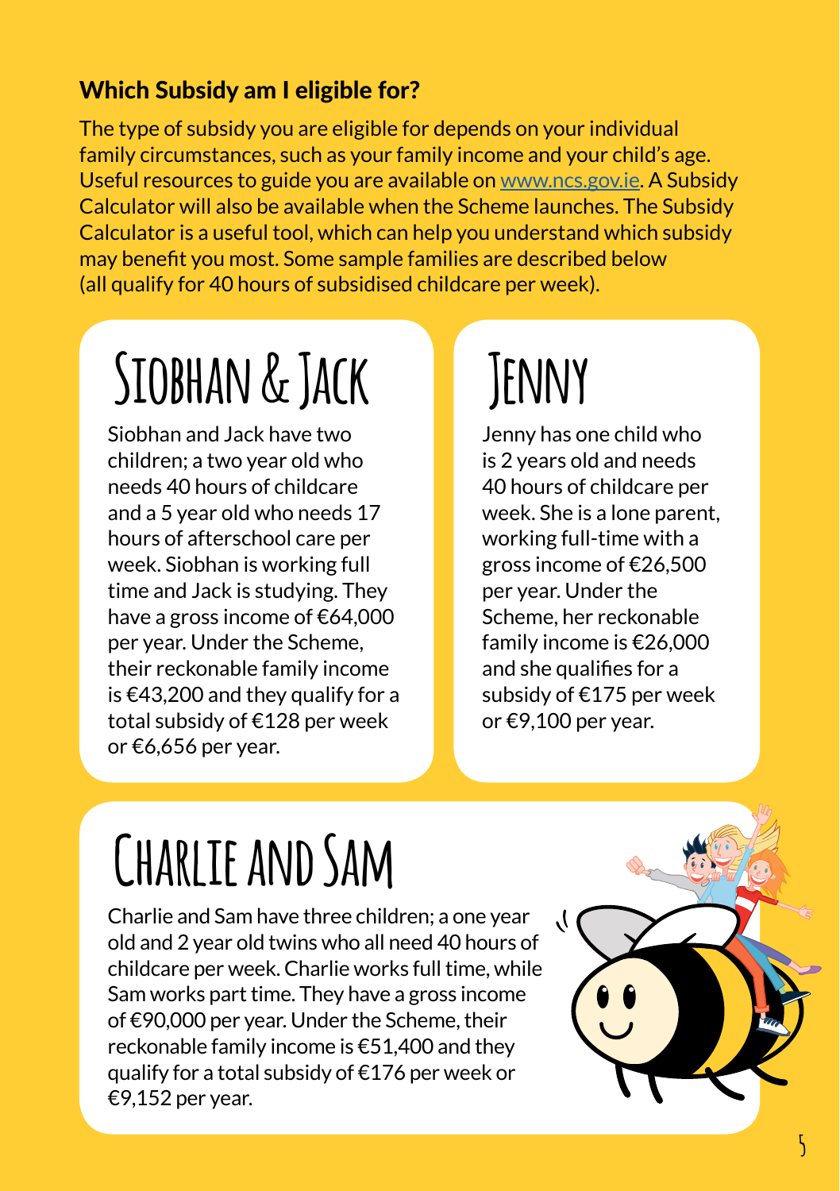## Which Subsidy am I eligible for?

The type of subsidy you are eligible for depends on your individual family circumstances, such as your family income and your child's age. Useful resources to guide you are available on www.ncs.gov.ie. A Subsidy Calculator will also be available when the Scheme launches. The Subsidy Calculator is a useful tool, which can help you understand which subsidy may benefit you most. Some sample families are described below (all qualify for 40 hours of subsidised childcare per week).

### Siobhan & Jack

Siobhan and Jack have two children; a two year old who needs 40 hours of childcare and a 5 year old who needs 17 hours of afterschool care per week. Siobhan is working full time and Jack is studying. They have a gross income of €64,000 per year. Under the Scheme, their reckonable family income is €43,200 and they qualify for a total subsidy of €128 per week or €6,656 per year.

### Jenny

Jenny has one child who is 2 years old and needs 40 hours of childcare per week. She is a lone parent, working full-time with a gross income of €26,500 per year. Under the Scheme, her reckonable family income is €26,000 and she qualifies for a subsidy of €175 per week or €9,100 per year.

### Charlie and Sam

Charlie and Sam have three children; a one year old and 2 year old twins who all need 40 hours of childcare per week. Charlie works full time, while Sam works part time. They have a gross income of €90,000 per year. Under the Scheme, their reckonable family income is €51,400 and they qualify for a total subsidy of €176 per week or €9,152 per year.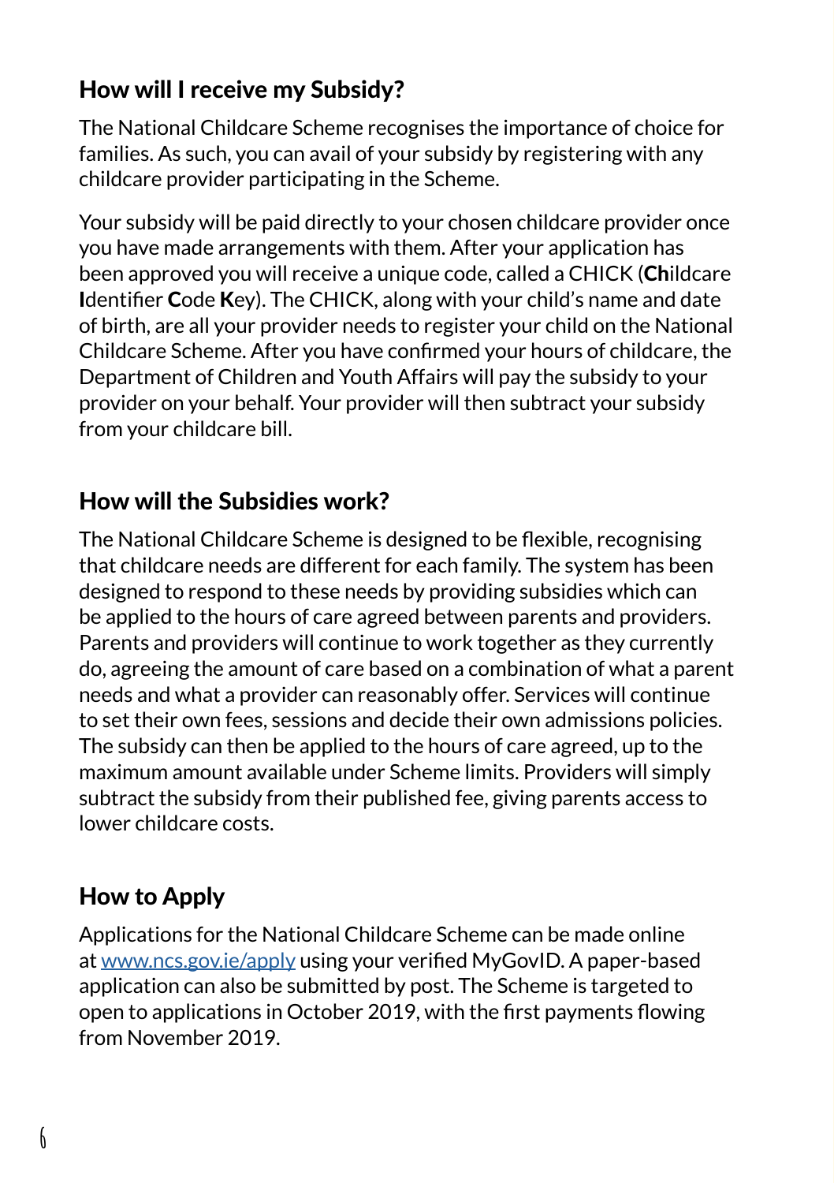## How will I receive my Subsidy?

The National Childcare Scheme recognises the importance of choice for families. As such, you can avail of your subsidy by registering with any childcare provider participating in the Scheme.

Your subsidy will be paid directly to your chosen childcare provider once you have made arrangements with them. After your application has been approved you will receive a unique code, called a CHICK (**Ch**ildcare **I**dentifier **C**ode **K**ey). The CHICK, along with your child's name and date of birth, are all your provider needs to register your child on the National Childcare Scheme. After you have confirmed your hours of childcare, the Department of Children and Youth Affairs will pay the subsidy to your provider on your behalf. Your provider will then subtract your subsidy from your childcare bill.

## How will the Subsidies work?

The National Childcare Scheme is designed to be flexible, recognising that childcare needs are different for each family. The system has been designed to respond to these needs by providing subsidies which can be applied to the hours of care agreed between parents and providers. Parents and providers will continue to work together as they currently do, agreeing the amount of care based on a combination of what a parent needs and what a provider can reasonably offer. Services will continue to set their own fees, sessions and decide their own admissions policies. The subsidy can then be applied to the hours of care agreed, up to the maximum amount available under Scheme limits. Providers will simply subtract the subsidy from their published fee, giving parents access to lower childcare costs.

## How to Apply

Applications for the National Childcare Scheme can be made online at [www.ncs.gov.ie/apply](www.ncs.gov.ie/apply) using your verified MyGovID. A paper-based application can also be submitted by post. The Scheme is targeted to open to applications in October 2019, with the first payments flowing from November 2019.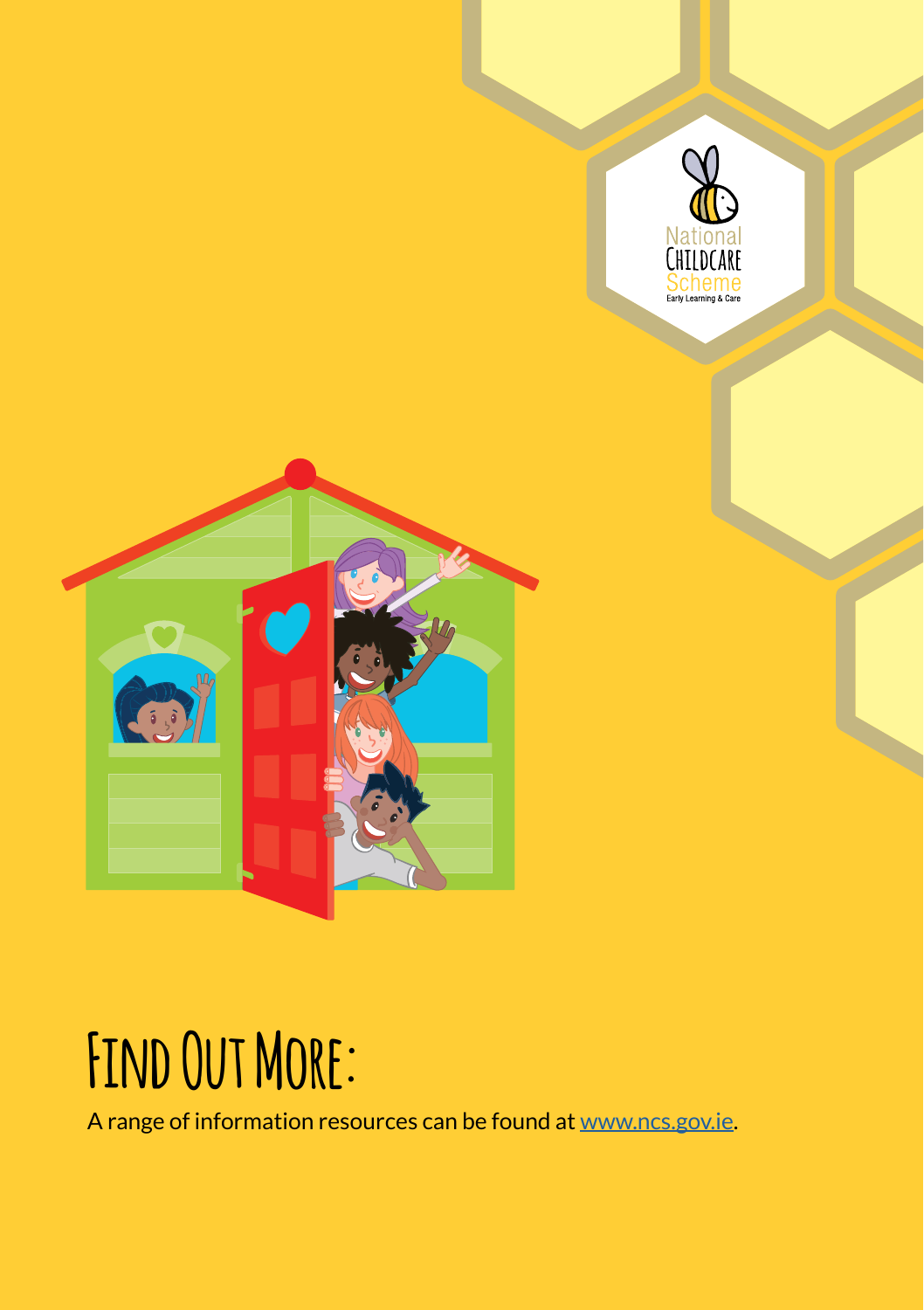# Find Out More:

A range of information resources can be found at [www.ncs.gov.ie](http://www.ncs.gov.ie).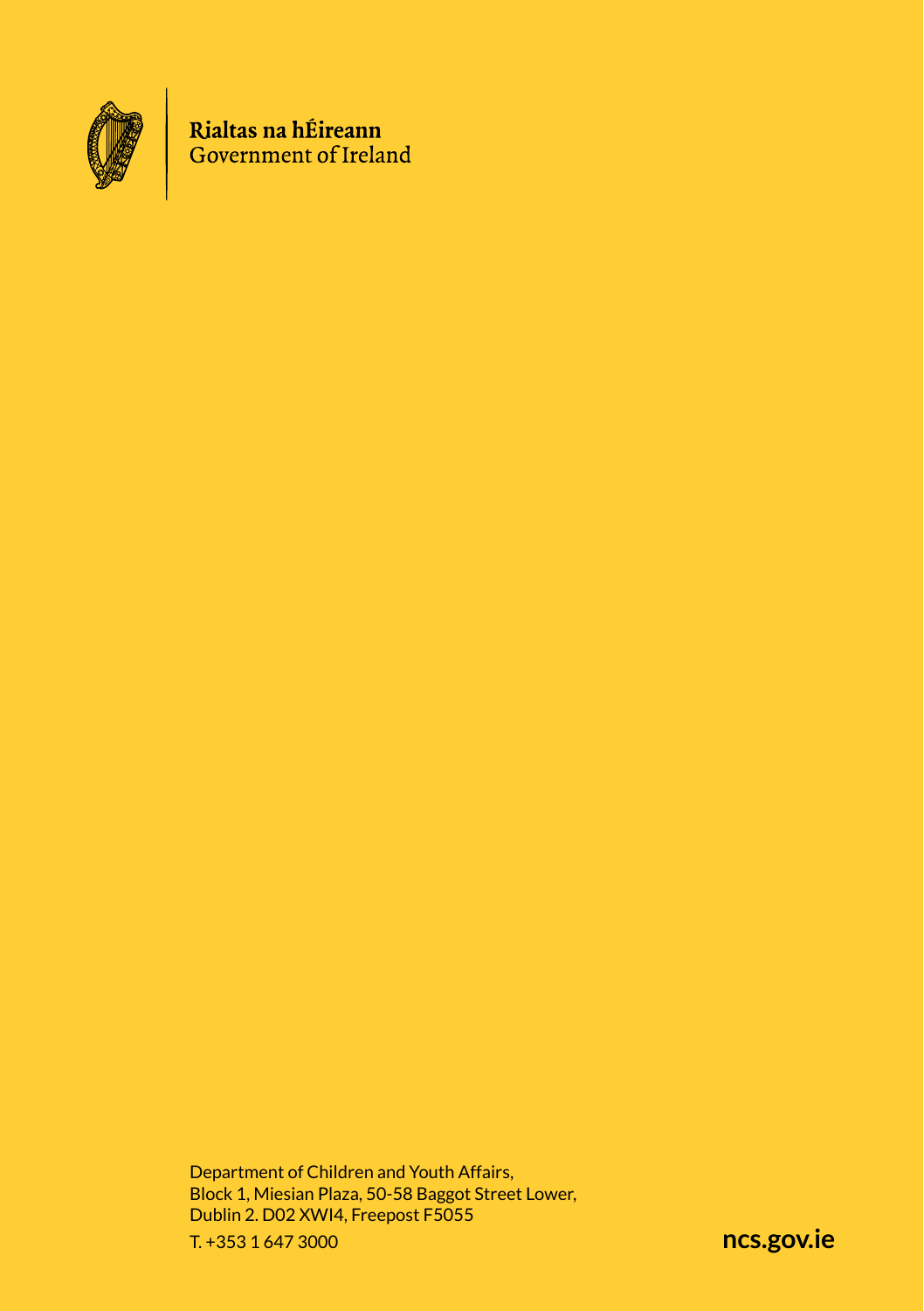Rialtas na hÉireann
Government of Ireland

Department of Children and Youth Affairs,
Block 1, Miesian Plaza, 50-58 Baggot Street Lower,
Dublin 2. D02 XWI4, Freepost F5055
T. +353 1 647 3000

**ncs.gov.ie**